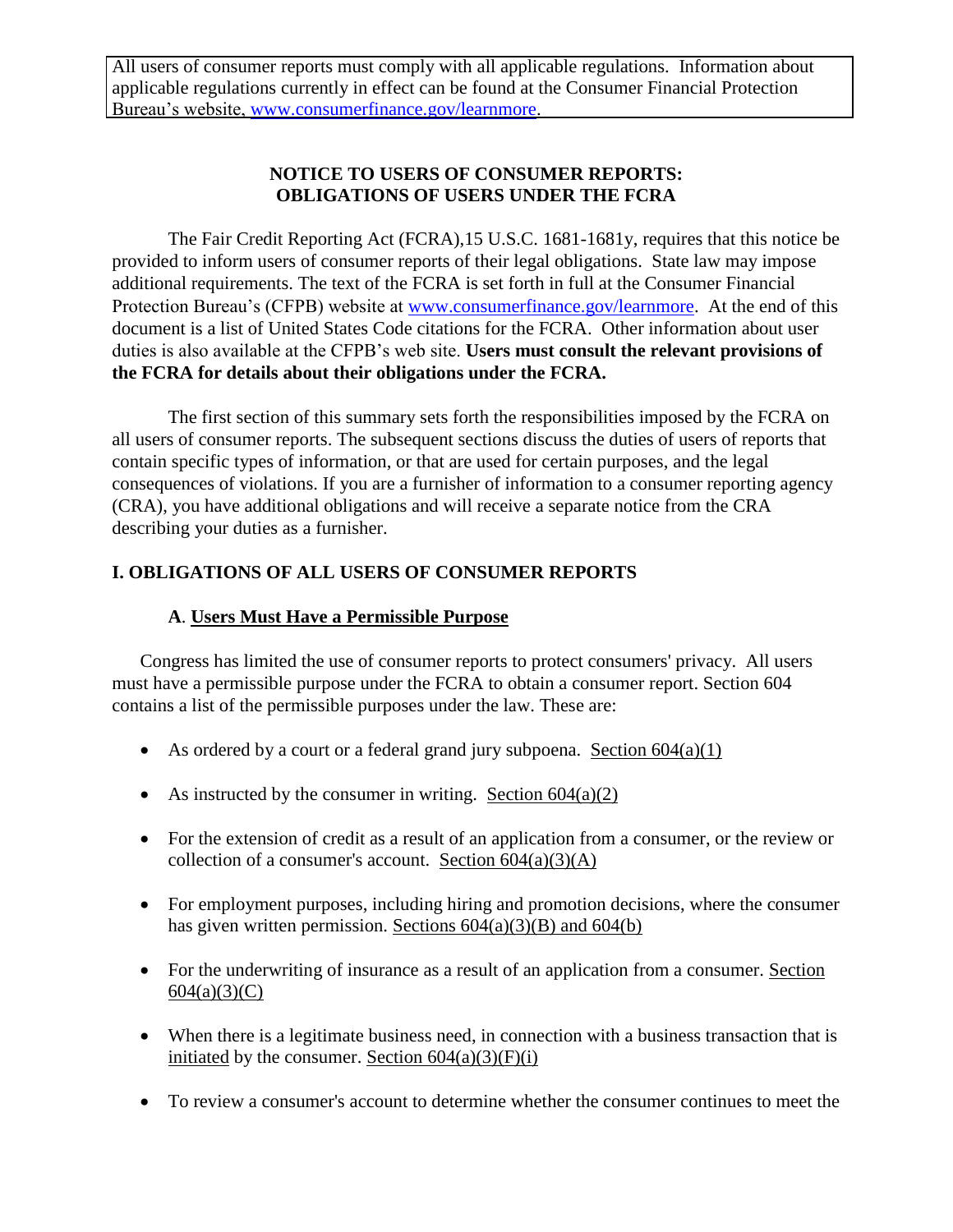All users of consumer reports must comply with all applicable regulations. Information about applicable regulations currently in effect can be found at the Consumer Financial Protection Bureau's website, www.consumerfinance.gov/learnmore.

**NOTICE TO USERS OF CONSUMER REPORTS:**
**OBLIGATIONS OF USERS UNDER THE FCRA**

The Fair Credit Reporting Act (FCRA),15 U.S.C. 1681-1681y, requires that this notice be provided to inform users of consumer reports of their legal obligations. State law may impose additional requirements. The text of the FCRA is set forth in full at the Consumer Financial Protection Bureau's (CFPB) website at www.consumerfinance.gov/learnmore. At the end of this document is a list of United States Code citations for the FCRA. Other information about user duties is also available at the CFPB's web site. **Users must consult the relevant provisions of the FCRA for details about their obligations under the FCRA.**

The first section of this summary sets forth the responsibilities imposed by the FCRA on all users of consumer reports. The subsequent sections discuss the duties of users of reports that contain specific types of information, or that are used for certain purposes, and the legal consequences of violations. If you are a furnisher of information to a consumer reporting agency (CRA), you have additional obligations and will receive a separate notice from the CRA describing your duties as a furnisher.

## I. OBLIGATIONS OF ALL USERS OF CONSUMER REPORTS

### A. Users Must Have a Permissible Purpose

Congress has limited the use of consumer reports to protect consumers' privacy. All users must have a permissible purpose under the FCRA to obtain a consumer report. Section 604 contains a list of the permissible purposes under the law. These are:

- As ordered by a court or a federal grand jury subpoena. Section 604(a)(1)
- As instructed by the consumer in writing. Section 604(a)(2)
- For the extension of credit as a result of an application from a consumer, or the review or collection of a consumer's account. Section 604(a)(3)(A)
- For employment purposes, including hiring and promotion decisions, where the consumer has given written permission. Sections 604(a)(3)(B) and 604(b)
- For the underwriting of insurance as a result of an application from a consumer. Section 604(a)(3)(C)
- When there is a legitimate business need, in connection with a business transaction that is initiated by the consumer. Section 604(a)(3)(F)(i)
- To review a consumer's account to determine whether the consumer continues to meet the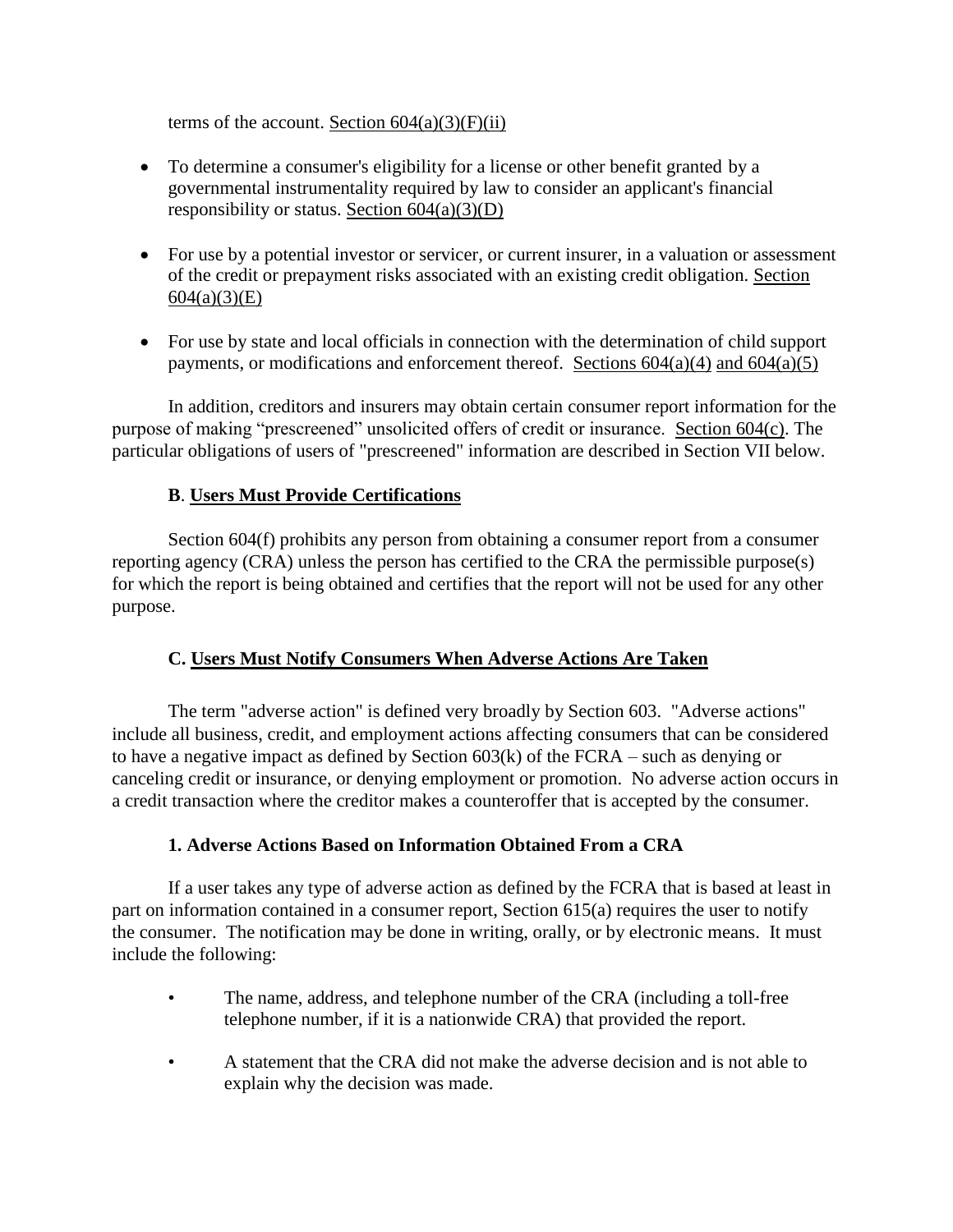terms of the account. Section 604(a)(3)(F)(ii)

- To determine a consumer's eligibility for a license or other benefit granted by a governmental instrumentality required by law to consider an applicant's financial responsibility or status. Section 604(a)(3)(D)
- For use by a potential investor or servicer, or current insurer, in a valuation or assessment of the credit or prepayment risks associated with an existing credit obligation. Section 604(a)(3)(E)
- For use by state and local officials in connection with the determination of child support payments, or modifications and enforcement thereof. Sections 604(a)(4) and 604(a)(5)

In addition, creditors and insurers may obtain certain consumer report information for the purpose of making "prescreened" unsolicited offers of credit or insurance. Section 604(c). The particular obligations of users of "prescreened" information are described in Section VII below.

### B. Users Must Provide Certifications

Section 604(f) prohibits any person from obtaining a consumer report from a consumer reporting agency (CRA) unless the person has certified to the CRA the permissible purpose(s) for which the report is being obtained and certifies that the report will not be used for any other purpose.

### C. Users Must Notify Consumers When Adverse Actions Are Taken

The term "adverse action" is defined very broadly by Section 603. "Adverse actions" include all business, credit, and employment actions affecting consumers that can be considered to have a negative impact as defined by Section 603(k) of the FCRA – such as denying or canceling credit or insurance, or denying employment or promotion. No adverse action occurs in a credit transaction where the creditor makes a counteroffer that is accepted by the consumer.

#### 1. Adverse Actions Based on Information Obtained From a CRA

If a user takes any type of adverse action as defined by the FCRA that is based at least in part on information contained in a consumer report, Section 615(a) requires the user to notify the consumer. The notification may be done in writing, orally, or by electronic means. It must include the following:

- The name, address, and telephone number of the CRA (including a toll-free telephone number, if it is a nationwide CRA) that provided the report.
- A statement that the CRA did not make the adverse decision and is not able to explain why the decision was made.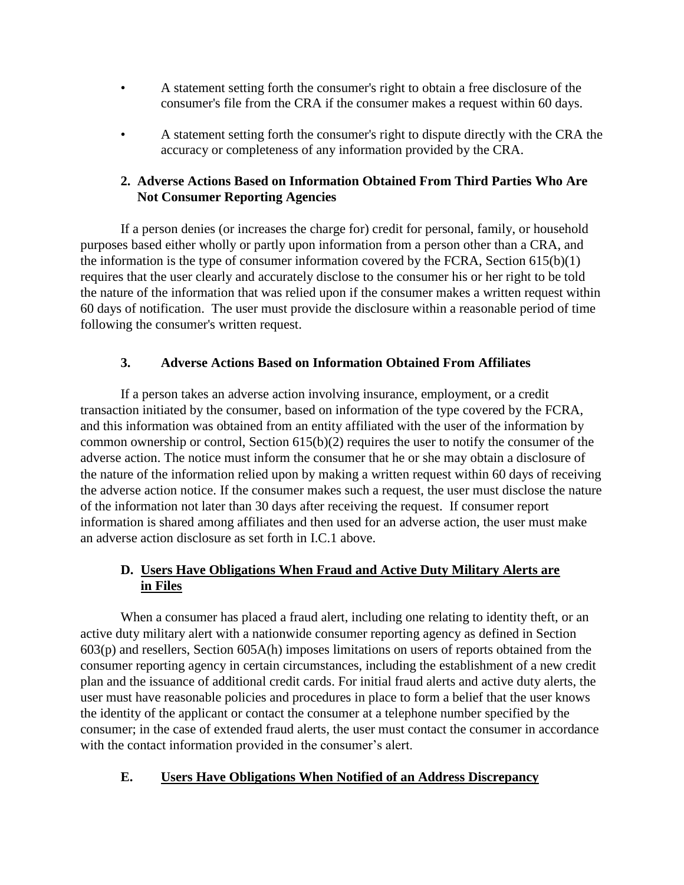- A statement setting forth the consumer's right to obtain a free disclosure of the consumer's file from the CRA if the consumer makes a request within 60 days.

- A statement setting forth the consumer's right to dispute directly with the CRA the accuracy or completeness of any information provided by the CRA.

### 2. Adverse Actions Based on Information Obtained From Third Parties Who Are Not Consumer Reporting Agencies

If a person denies (or increases the charge for) credit for personal, family, or household purposes based either wholly or partly upon information from a person other than a CRA, and the information is the type of consumer information covered by the FCRA, Section 615(b)(1) requires that the user clearly and accurately disclose to the consumer his or her right to be told the nature of the information that was relied upon if the consumer makes a written request within 60 days of notification. The user must provide the disclosure within a reasonable period of time following the consumer's written request.

### 3. Adverse Actions Based on Information Obtained From Affiliates

If a person takes an adverse action involving insurance, employment, or a credit transaction initiated by the consumer, based on information of the type covered by the FCRA, and this information was obtained from an entity affiliated with the user of the information by common ownership or control, Section 615(b)(2) requires the user to notify the consumer of the adverse action. The notice must inform the consumer that he or she may obtain a disclosure of the nature of the information relied upon by making a written request within 60 days of receiving the adverse action notice. If the consumer makes such a request, the user must disclose the nature of the information not later than 30 days after receiving the request. If consumer report information is shared among affiliates and then used for an adverse action, the user must make an adverse action disclosure as set forth in I.C.1 above.

## D. Users Have Obligations When Fraud and Active Duty Military Alerts are in Files

When a consumer has placed a fraud alert, including one relating to identity theft, or an active duty military alert with a nationwide consumer reporting agency as defined in Section 603(p) and resellers, Section 605A(h) imposes limitations on users of reports obtained from the consumer reporting agency in certain circumstances, including the establishment of a new credit plan and the issuance of additional credit cards. For initial fraud alerts and active duty alerts, the user must have reasonable policies and procedures in place to form a belief that the user knows the identity of the applicant or contact the consumer at a telephone number specified by the consumer; in the case of extended fraud alerts, the user must contact the consumer in accordance with the contact information provided in the consumer's alert.

## E. Users Have Obligations When Notified of an Address Discrepancy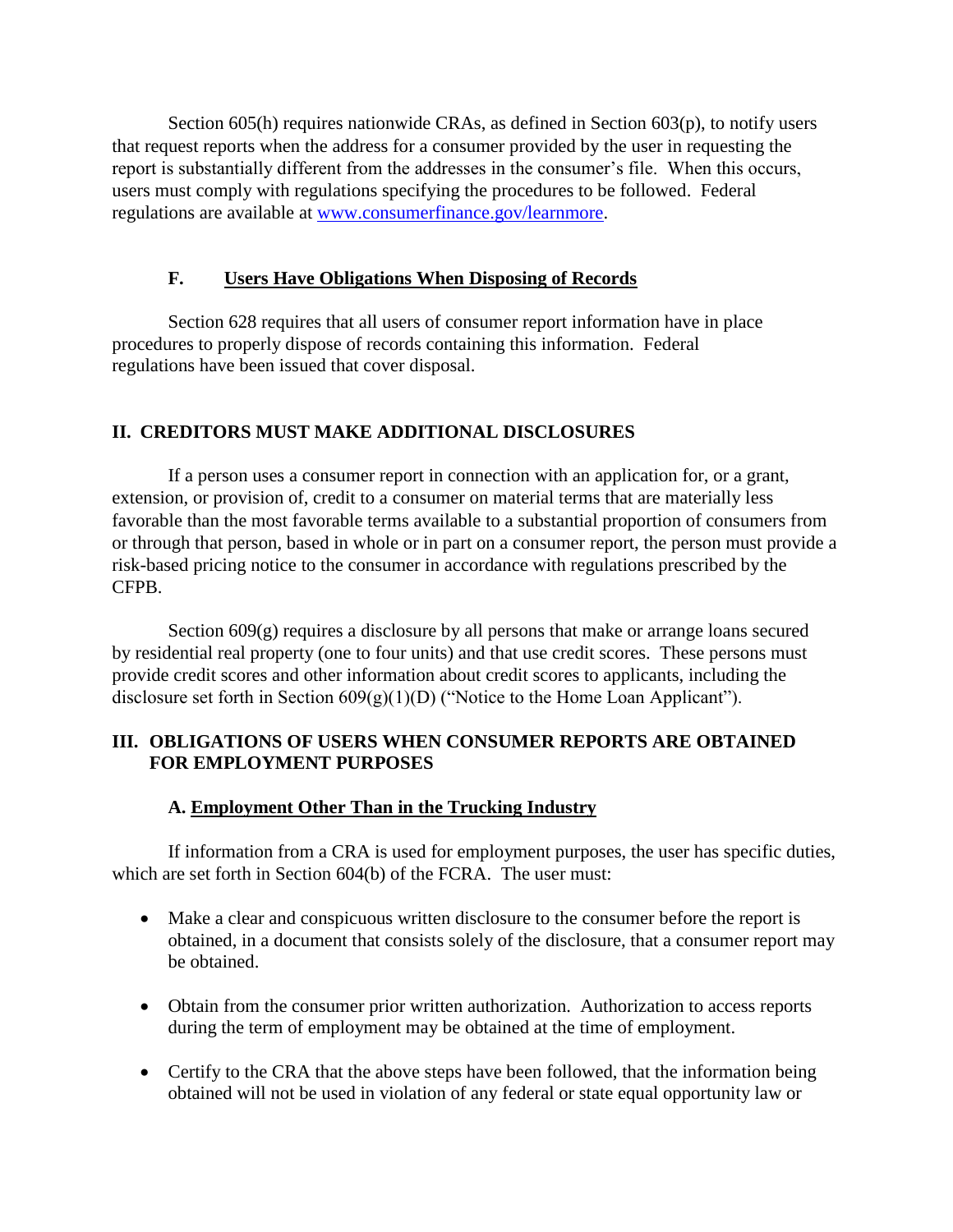Section 605(h) requires nationwide CRAs, as defined in Section 603(p), to notify users that request reports when the address for a consumer provided by the user in requesting the report is substantially different from the addresses in the consumer's file. When this occurs, users must comply with regulations specifying the procedures to be followed. Federal regulations are available at [www.consumerfinance.gov/learnmore](www.consumerfinance.gov/learnmore).

### F. Users Have Obligations When Disposing of Records

Section 628 requires that all users of consumer report information have in place procedures to properly dispose of records containing this information. Federal regulations have been issued that cover disposal.

## II. CREDITORS MUST MAKE ADDITIONAL DISCLOSURES

If a person uses a consumer report in connection with an application for, or a grant, extension, or provision of, credit to a consumer on material terms that are materially less favorable than the most favorable terms available to a substantial proportion of consumers from or through that person, based in whole or in part on a consumer report, the person must provide a risk-based pricing notice to the consumer in accordance with regulations prescribed by the CFPB.

Section 609(g) requires a disclosure by all persons that make or arrange loans secured by residential real property (one to four units) and that use credit scores. These persons must provide credit scores and other information about credit scores to applicants, including the disclosure set forth in Section 609(g)(1)(D) ("Notice to the Home Loan Applicant").

## III. OBLIGATIONS OF USERS WHEN CONSUMER REPORTS ARE OBTAINED FOR EMPLOYMENT PURPOSES

### A. Employment Other Than in the Trucking Industry

If information from a CRA is used for employment purposes, the user has specific duties, which are set forth in Section 604(b) of the FCRA. The user must:

- Make a clear and conspicuous written disclosure to the consumer before the report is obtained, in a document that consists solely of the disclosure, that a consumer report may be obtained.
- Obtain from the consumer prior written authorization. Authorization to access reports during the term of employment may be obtained at the time of employment.
- Certify to the CRA that the above steps have been followed, that the information being obtained will not be used in violation of any federal or state equal opportunity law or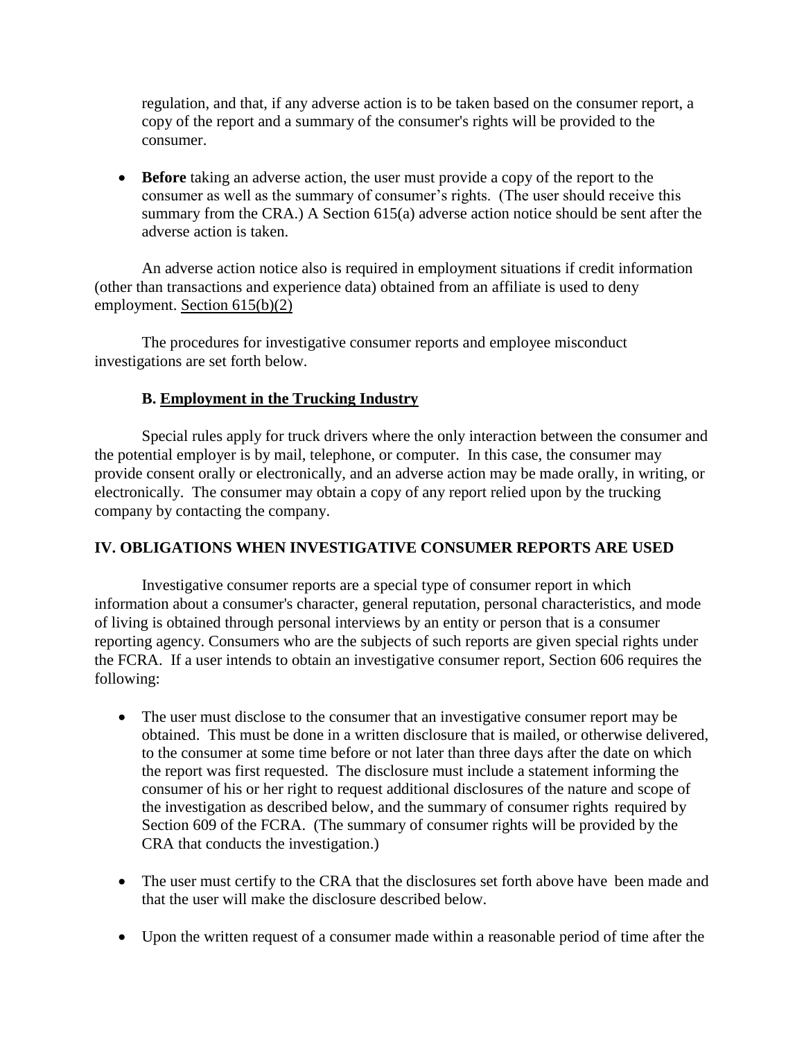regulation, and that, if any adverse action is to be taken based on the consumer report, a copy of the report and a summary of the consumer's rights will be provided to the consumer.

- **Before** taking an adverse action, the user must provide a copy of the report to the consumer as well as the summary of consumer's rights. (The user should receive this summary from the CRA.) A Section 615(a) adverse action notice should be sent after the adverse action is taken.

An adverse action notice also is required in employment situations if credit information (other than transactions and experience data) obtained from an affiliate is used to deny employment. Section 615(b)(2)

The procedures for investigative consumer reports and employee misconduct investigations are set forth below.

### B. Employment in the Trucking Industry

Special rules apply for truck drivers where the only interaction between the consumer and the potential employer is by mail, telephone, or computer. In this case, the consumer may provide consent orally or electronically, and an adverse action may be made orally, in writing, or electronically. The consumer may obtain a copy of any report relied upon by the trucking company by contacting the company.

## IV. OBLIGATIONS WHEN INVESTIGATIVE CONSUMER REPORTS ARE USED

Investigative consumer reports are a special type of consumer report in which information about a consumer's character, general reputation, personal characteristics, and mode of living is obtained through personal interviews by an entity or person that is a consumer reporting agency. Consumers who are the subjects of such reports are given special rights under the FCRA. If a user intends to obtain an investigative consumer report, Section 606 requires the following:

- The user must disclose to the consumer that an investigative consumer report may be obtained. This must be done in a written disclosure that is mailed, or otherwise delivered, to the consumer at some time before or not later than three days after the date on which the report was first requested. The disclosure must include a statement informing the consumer of his or her right to request additional disclosures of the nature and scope of the investigation as described below, and the summary of consumer rights required by Section 609 of the FCRA. (The summary of consumer rights will be provided by the CRA that conducts the investigation.)

- The user must certify to the CRA that the disclosures set forth above have been made and that the user will make the disclosure described below.

- Upon the written request of a consumer made within a reasonable period of time after the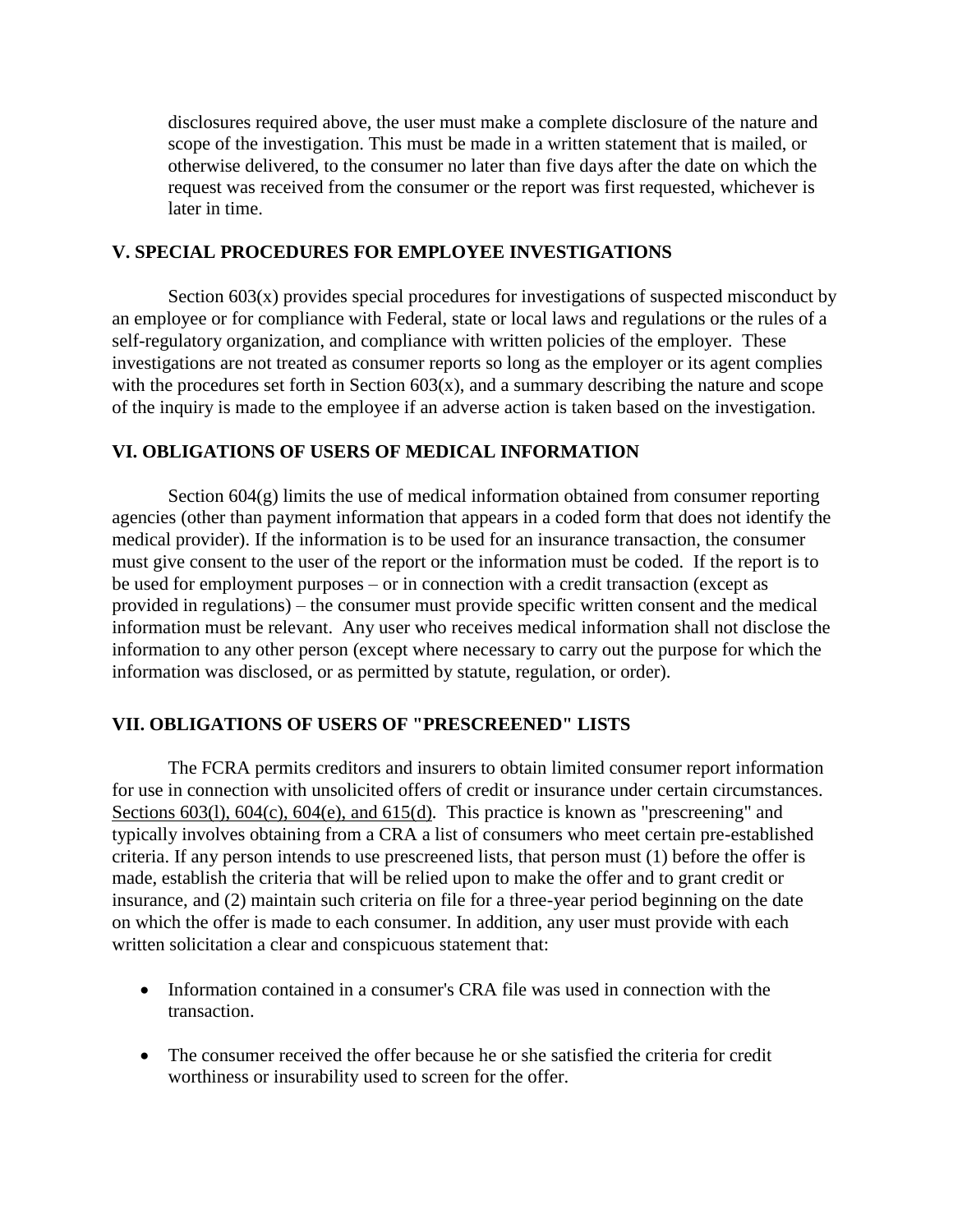disclosures required above, the user must make a complete disclosure of the nature and scope of the investigation. This must be made in a written statement that is mailed, or otherwise delivered, to the consumer no later than five days after the date on which the request was received from the consumer or the report was first requested, whichever is later in time.

## V. SPECIAL PROCEDURES FOR EMPLOYEE INVESTIGATIONS

Section 603(x) provides special procedures for investigations of suspected misconduct by an employee or for compliance with Federal, state or local laws and regulations or the rules of a self-regulatory organization, and compliance with written policies of the employer. These investigations are not treated as consumer reports so long as the employer or its agent complies with the procedures set forth in Section 603(x), and a summary describing the nature and scope of the inquiry is made to the employee if an adverse action is taken based on the investigation.

## VI. OBLIGATIONS OF USERS OF MEDICAL INFORMATION

Section 604(g) limits the use of medical information obtained from consumer reporting agencies (other than payment information that appears in a coded form that does not identify the medical provider). If the information is to be used for an insurance transaction, the consumer must give consent to the user of the report or the information must be coded. If the report is to be used for employment purposes – or in connection with a credit transaction (except as provided in regulations) – the consumer must provide specific written consent and the medical information must be relevant. Any user who receives medical information shall not disclose the information to any other person (except where necessary to carry out the purpose for which the information was disclosed, or as permitted by statute, regulation, or order).

## VII. OBLIGATIONS OF USERS OF "PRESCREENED" LISTS

The FCRA permits creditors and insurers to obtain limited consumer report information for use in connection with unsolicited offers of credit or insurance under certain circumstances. Sections 603(l), 604(c), 604(e), and 615(d). This practice is known as "prescreening" and typically involves obtaining from a CRA a list of consumers who meet certain pre-established criteria. If any person intends to use prescreened lists, that person must (1) before the offer is made, establish the criteria that will be relied upon to make the offer and to grant credit or insurance, and (2) maintain such criteria on file for a three-year period beginning on the date on which the offer is made to each consumer. In addition, any user must provide with each written solicitation a clear and conspicuous statement that:

- Information contained in a consumer's CRA file was used in connection with the transaction.
- The consumer received the offer because he or she satisfied the criteria for credit worthiness or insurability used to screen for the offer.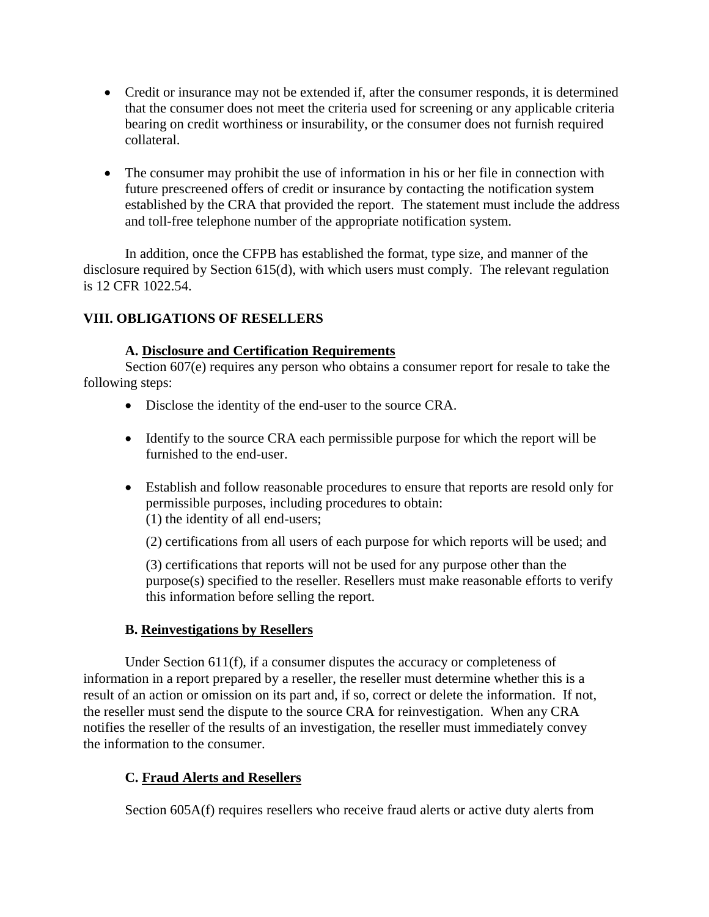- Credit or insurance may not be extended if, after the consumer responds, it is determined that the consumer does not meet the criteria used for screening or any applicable criteria bearing on credit worthiness or insurability, or the consumer does not furnish required collateral.

- The consumer may prohibit the use of information in his or her file in connection with future prescreened offers of credit or insurance by contacting the notification system established by the CRA that provided the report. The statement must include the address and toll-free telephone number of the appropriate notification system.

In addition, once the CFPB has established the format, type size, and manner of the disclosure required by Section 615(d), with which users must comply. The relevant regulation is 12 CFR 1022.54.

## VIII. OBLIGATIONS OF RESELLERS

### A. Disclosure and Certification Requirements

Section 607(e) requires any person who obtains a consumer report for resale to take the following steps:

- Disclose the identity of the end-user to the source CRA.

- Identify to the source CRA each permissible purpose for which the report will be furnished to the end-user.

- Establish and follow reasonable procedures to ensure that reports are resold only for permissible purposes, including procedures to obtain:
  (1) the identity of all end-users;

  (2) certifications from all users of each purpose for which reports will be used; and

  (3) certifications that reports will not be used for any purpose other than the purpose(s) specified to the reseller. Resellers must make reasonable efforts to verify this information before selling the report.

### B. Reinvestigations by Resellers

Under Section 611(f), if a consumer disputes the accuracy or completeness of information in a report prepared by a reseller, the reseller must determine whether this is a result of an action or omission on its part and, if so, correct or delete the information. If not, the reseller must send the dispute to the source CRA for reinvestigation. When any CRA notifies the reseller of the results of an investigation, the reseller must immediately convey the information to the consumer.

### C. Fraud Alerts and Resellers

Section 605A(f) requires resellers who receive fraud alerts or active duty alerts from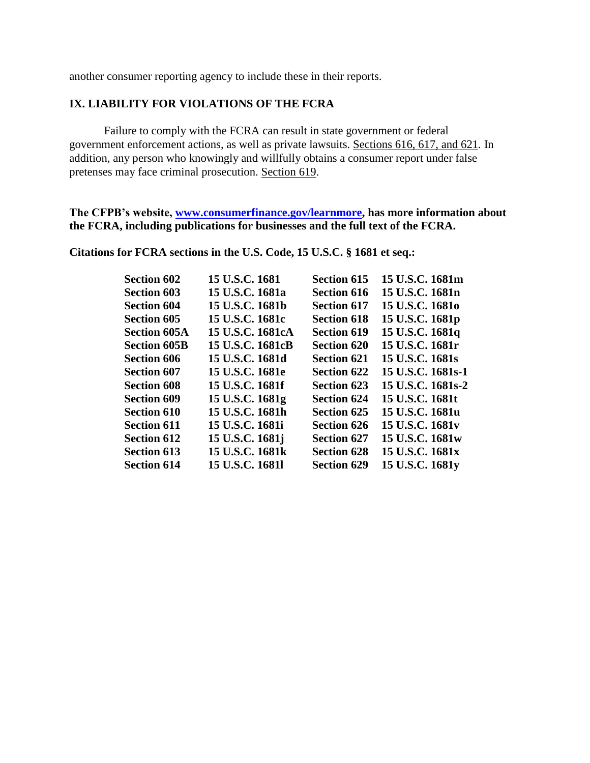another consumer reporting agency to include these in their reports.

## IX. LIABILITY FOR VIOLATIONS OF THE FCRA

Failure to comply with the FCRA can result in state government or federal government enforcement actions, as well as private lawsuits. Sections 616, 617, and 621. In addition, any person who knowingly and willfully obtains a consumer report under false pretenses may face criminal prosecution. Section 619.

**The CFPB's website, [www.consumerfinance.gov/learnmore](http://www.consumerfinance.gov/learnmore), has more information about the FCRA, including publications for businesses and the full text of the FCRA.**

**Citations for FCRA sections in the U.S. Code, 15 U.S.C. § 1681 et seq.:**

| | | | |
|---|---|---|---|
| **Section 602** | **15 U.S.C. 1681** | **Section 615** | **15 U.S.C. 1681m** |
| **Section 603** | **15 U.S.C. 1681a** | **Section 616** | **15 U.S.C. 1681n** |
| **Section 604** | **15 U.S.C. 1681b** | **Section 617** | **15 U.S.C. 1681o** |
| **Section 605** | **15 U.S.C. 1681c** | **Section 618** | **15 U.S.C. 1681p** |
| **Section 605A** | **15 U.S.C. 1681cA** | **Section 619** | **15 U.S.C. 1681q** |
| **Section 605B** | **15 U.S.C. 1681cB** | **Section 620** | **15 U.S.C. 1681r** |
| **Section 606** | **15 U.S.C. 1681d** | **Section 621** | **15 U.S.C. 1681s** |
| **Section 607** | **15 U.S.C. 1681e** | **Section 622** | **15 U.S.C. 1681s-1** |
| **Section 608** | **15 U.S.C. 1681f** | **Section 623** | **15 U.S.C. 1681s-2** |
| **Section 609** | **15 U.S.C. 1681g** | **Section 624** | **15 U.S.C. 1681t** |
| **Section 610** | **15 U.S.C. 1681h** | **Section 625** | **15 U.S.C. 1681u** |
| **Section 611** | **15 U.S.C. 1681i** | **Section 626** | **15 U.S.C. 1681v** |
| **Section 612** | **15 U.S.C. 1681j** | **Section 627** | **15 U.S.C. 1681w** |
| **Section 613** | **15 U.S.C. 1681k** | **Section 628** | **15 U.S.C. 1681x** |
| **Section 614** | **15 U.S.C. 1681l** | **Section 629** | **15 U.S.C. 1681y** |